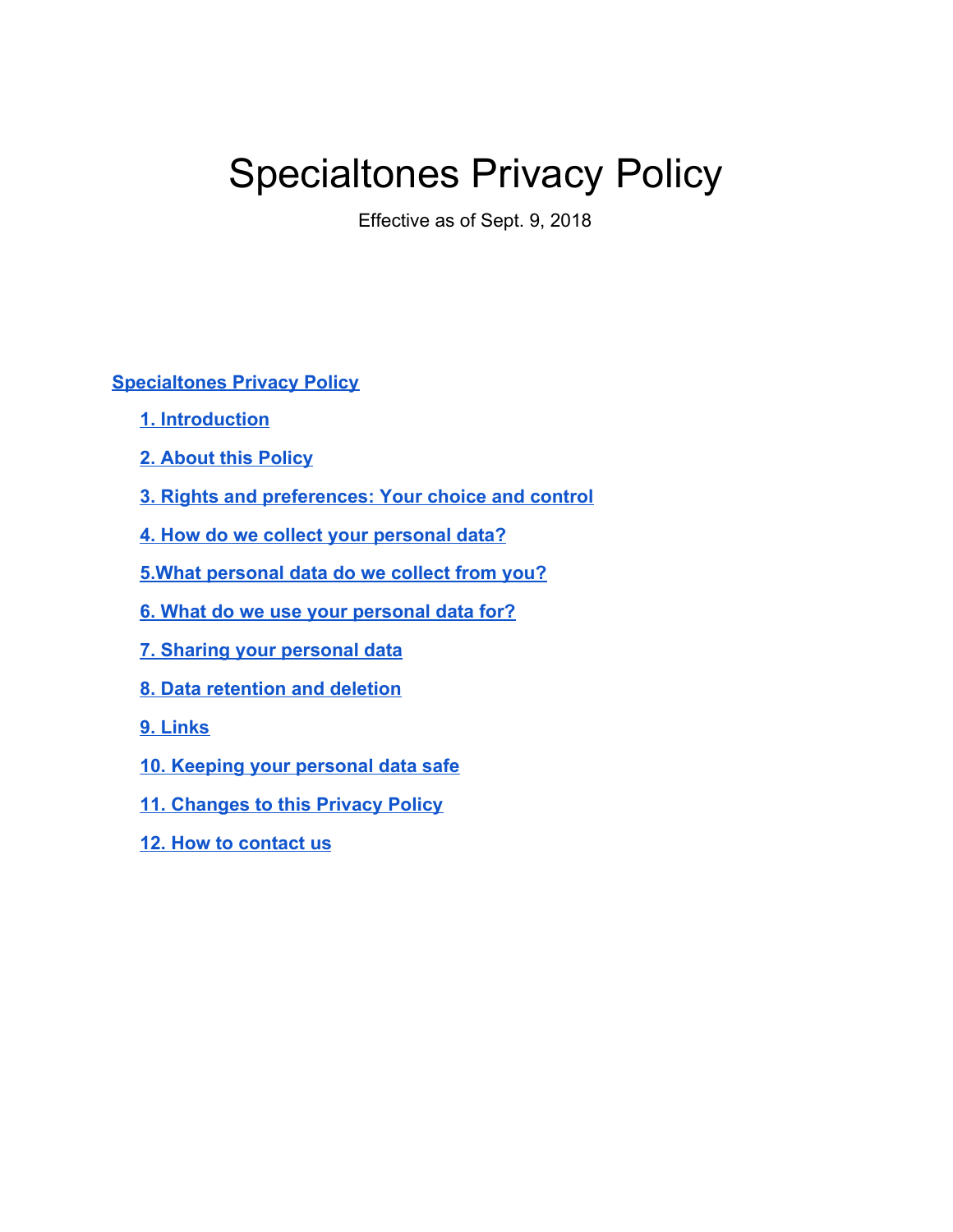# Specialtones Privacy Policy

Effective as of Sept. 9, 2018

**Specialtones Privacy Policy**

- **1. Introduction**
- **2. About this Policy**
- **3. Rights and preferences: Your choice and control**
- **4. How do we collect your personal data?**
- **5.What personal data do we collect from you?**
- **6. What do we use your personal data for?**
- **7. Sharing your personal data**
- **8. Data retention and deletion**
- **9. Links**
- **10. Keeping your personal data safe**
- **11. Changes to this Privacy Policy**
- **12. How to contact us**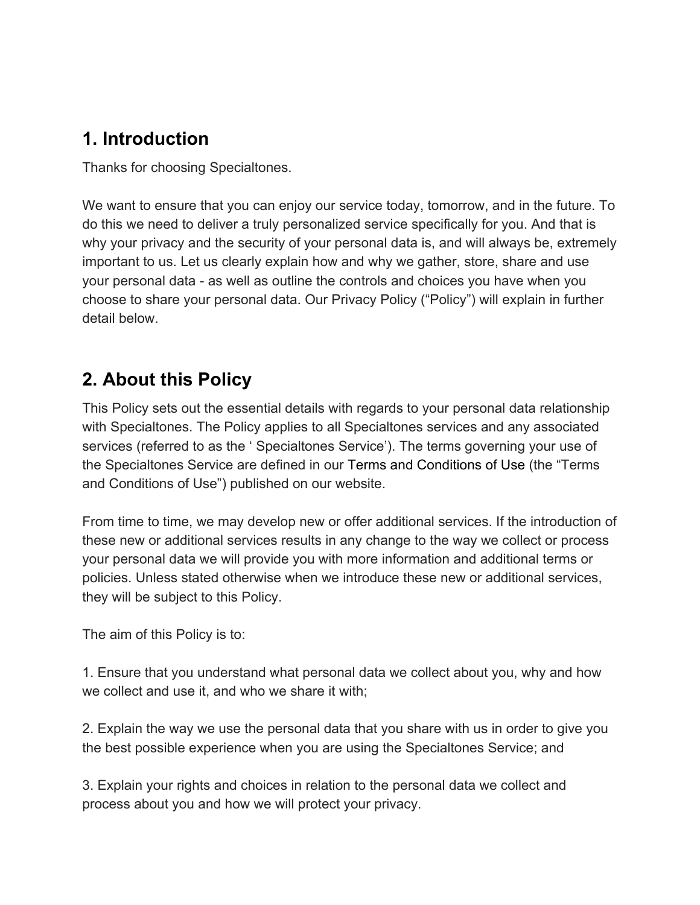## 1. Introduction

Thanks for choosing Specialtones.

We want to ensure that you can enjoy our service today, tomorrow, and in the future. To do this we need to deliver a truly personalized service specifically for you. And that is why your privacy and the security of your personal data is, and will always be, extremely important to us. Let us clearly explain how and why we gather, store, share and use your personal data - as well as outline the controls and choices you have when you choose to share your personal data. Our Privacy Policy (“Policy”) will explain in further detail below.

## 2. About this Policy

This Policy sets out the essential details with regards to your personal data relationship with Specialtones. The Policy applies to all Specialtones services and any associated services (referred to as the ‘ Specialtones Service’). The terms governing your use of the Specialtones Service are defined in our Terms and Conditions of Use (the “Terms and Conditions of Use”) published on our website.

From time to time, we may develop new or offer additional services. If the introduction of these new or additional services results in any change to the way we collect or process your personal data we will provide you with more information and additional terms or policies. Unless stated otherwise when we introduce these new or additional services, they will be subject to this Policy.

The aim of this Policy is to:

1. Ensure that you understand what personal data we collect about you, why and how we collect and use it, and who we share it with;

2. Explain the way we use the personal data that you share with us in order to give you the best possible experience when you are using the Specialtones Service; and

3. Explain your rights and choices in relation to the personal data we collect and process about you and how we will protect your privacy.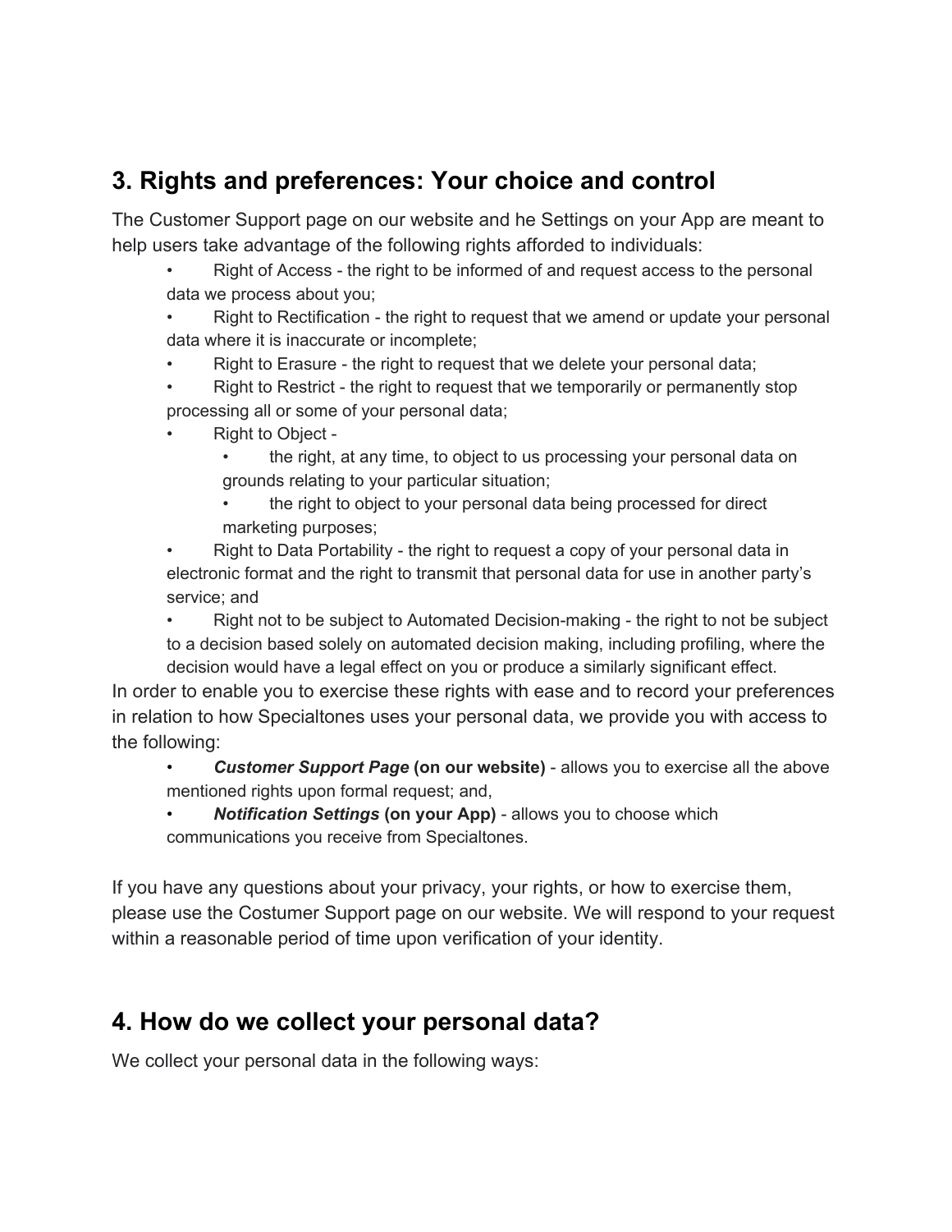## 3. Rights and preferences: Your choice and control

The Customer Support page on our website and he Settings on your App are meant to help users take advantage of the following rights afforded to individuals:

- Right of Access - the right to be informed of and request access to the personal data we process about you;
- Right to Rectification - the right to request that we amend or update your personal data where it is inaccurate or incomplete;
- Right to Erasure - the right to request that we delete your personal data;
- Right to Restrict - the right to request that we temporarily or permanently stop processing all or some of your personal data;
- Right to Object -
  - the right, at any time, to object to us processing your personal data on grounds relating to your particular situation;
  - the right to object to your personal data being processed for direct marketing purposes;
- Right to Data Portability - the right to request a copy of your personal data in electronic format and the right to transmit that personal data for use in another party's service; and
- Right not to be subject to Automated Decision-making - the right to not be subject to a decision based solely on automated decision making, including profiling, where the decision would have a legal effect on you or produce a similarly significant effect.

In order to enable you to exercise these rights with ease and to record your preferences in relation to how Specialtones uses your personal data, we provide you with access to the following:

- ***Customer Support Page*** **(on our website)** - allows you to exercise all the above mentioned rights upon formal request; and,
- ***Notification Settings*** **(on your App)** - allows you to choose which communications you receive from Specialtones.

If you have any questions about your privacy, your rights, or how to exercise them, please use the Costumer Support page on our website. We will respond to your request within a reasonable period of time upon verification of your identity.

## 4. How do we collect your personal data?

We collect your personal data in the following ways: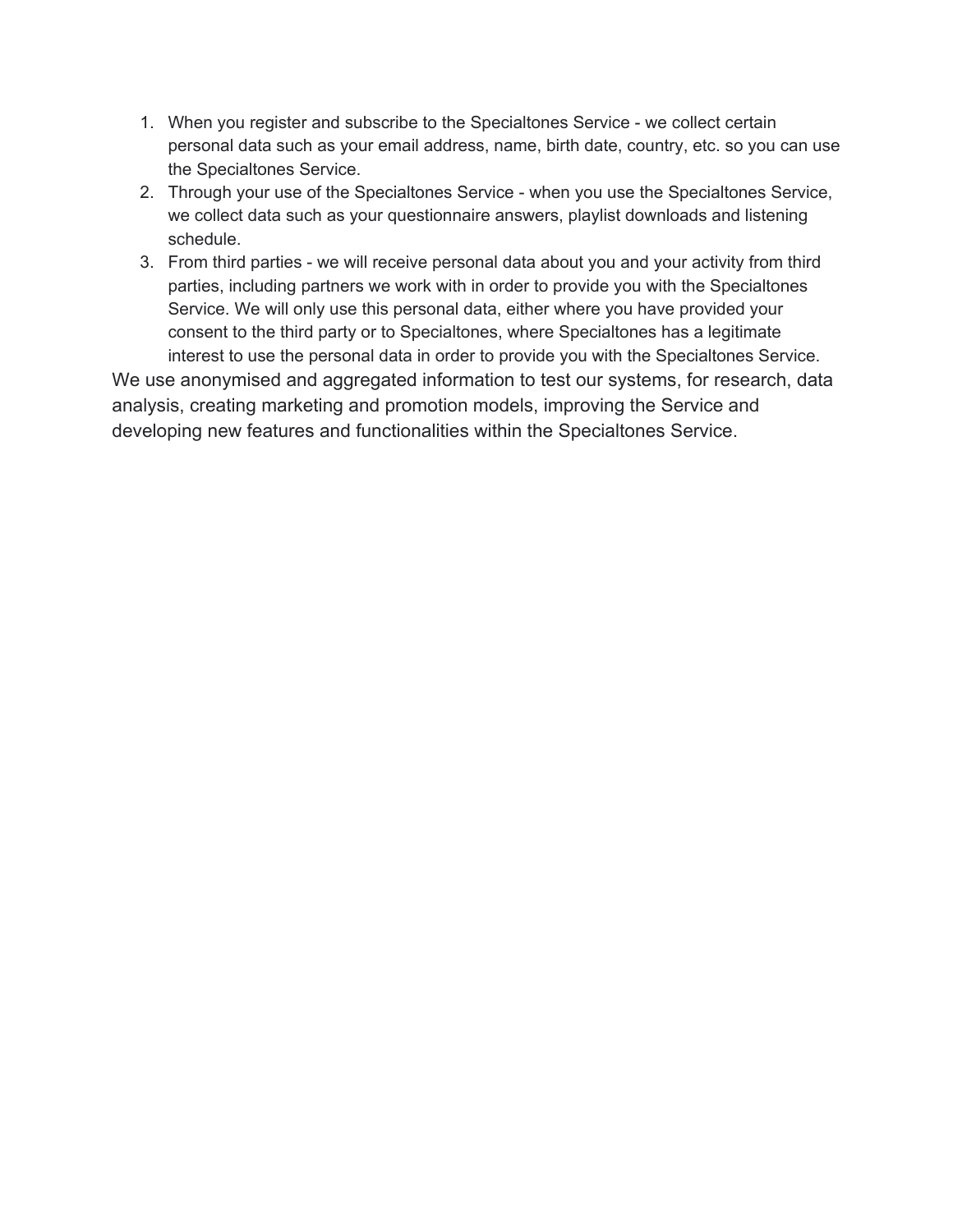1. When you register and subscribe to the Specialtones Service - we collect certain personal data such as your email address, name, birth date, country, etc. so you can use the Specialtones Service.
2. Through your use of the Specialtones Service - when you use the Specialtones Service, we collect data such as your questionnaire answers, playlist downloads and listening schedule.
3. From third parties - we will receive personal data about you and your activity from third parties, including partners we work with in order to provide you with the Specialtones Service. We will only use this personal data, either where you have provided your consent to the third party or to Specialtones, where Specialtones has a legitimate interest to use the personal data in order to provide you with the Specialtones Service.

We use anonymised and aggregated information to test our systems, for research, data analysis, creating marketing and promotion models, improving the Service and developing new features and functionalities within the Specialtones Service.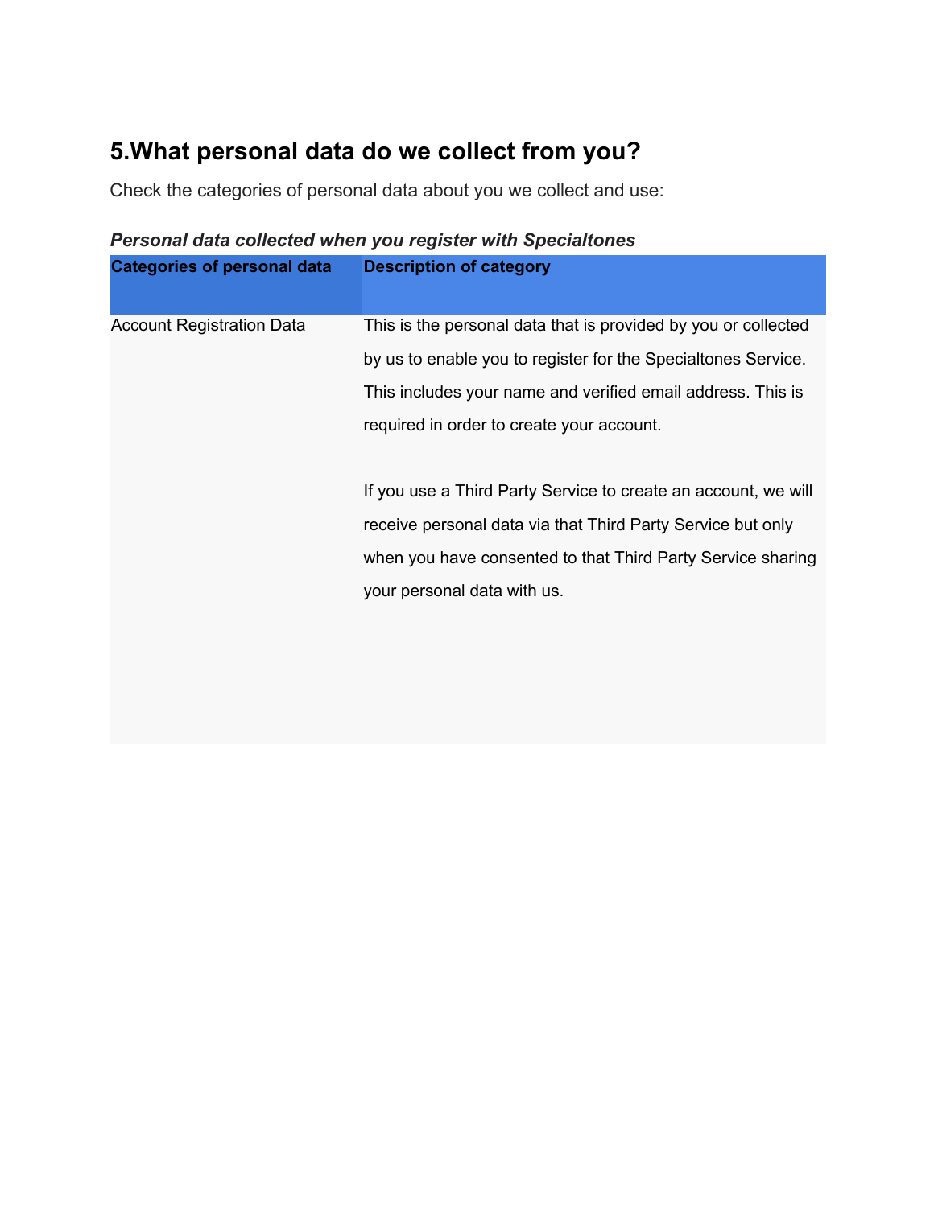## 5.What personal data do we collect from you?

Check the categories of personal data about you we collect and use:

***Personal data collected when you register with Specialtones***

| **Categories of personal data** | **Description of category** |
|---|---|
| Account Registration Data | This is the personal data that is provided by you or collected by us to enable you to register for the Specialtones Service. This includes your name and verified email address. This is required in order to create your account.<br><br>If you use a Third Party Service to create an account, we will receive personal data via that Third Party Service but only when you have consented to that Third Party Service sharing your personal data with us. |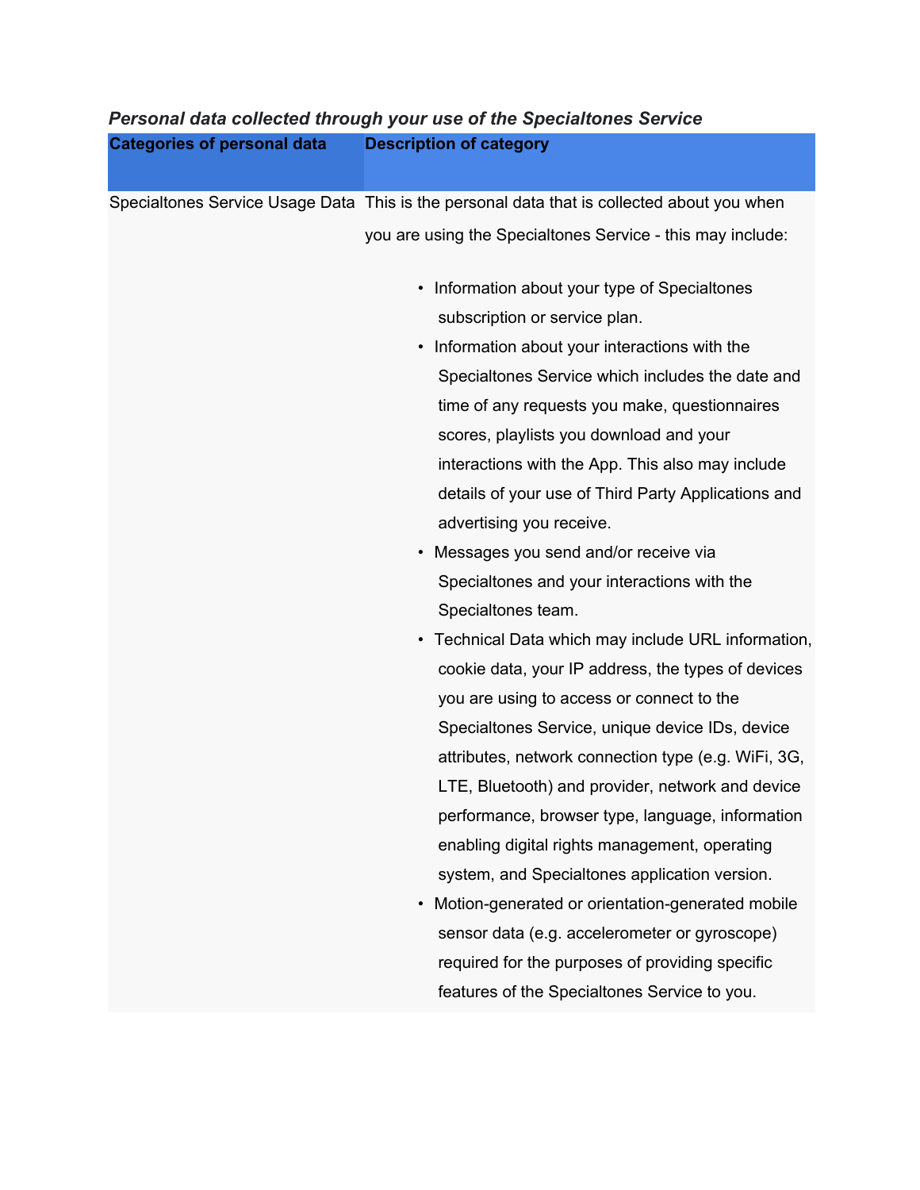***Personal data collected through your use of the Specialtones Service***

| Categories of personal data | Description of category |
| --- | --- |
| Specialtones Service Usage Data | This is the personal data that is collected about you when you are using the Specialtones Service - this may include:<br><br>• Information about your type of Specialtones subscription or service plan.<br>• Information about your interactions with the Specialtones Service which includes the date and time of any requests you make, questionnaires scores, playlists you download and your interactions with the App. This also may include details of your use of Third Party Applications and advertising you receive.<br>• Messages you send and/or receive via Specialtones and your interactions with the Specialtones team.<br>• Technical Data which may include URL information, cookie data, your IP address, the types of devices you are using to access or connect to the Specialtones Service, unique device IDs, device attributes, network connection type (e.g. WiFi, 3G, LTE, Bluetooth) and provider, network and device performance, browser type, language, information enabling digital rights management, operating system, and Specialtones application version.<br>• Motion-generated or orientation-generated mobile sensor data (e.g. accelerometer or gyroscope) required for the purposes of providing specific features of the Specialtones Service to you. |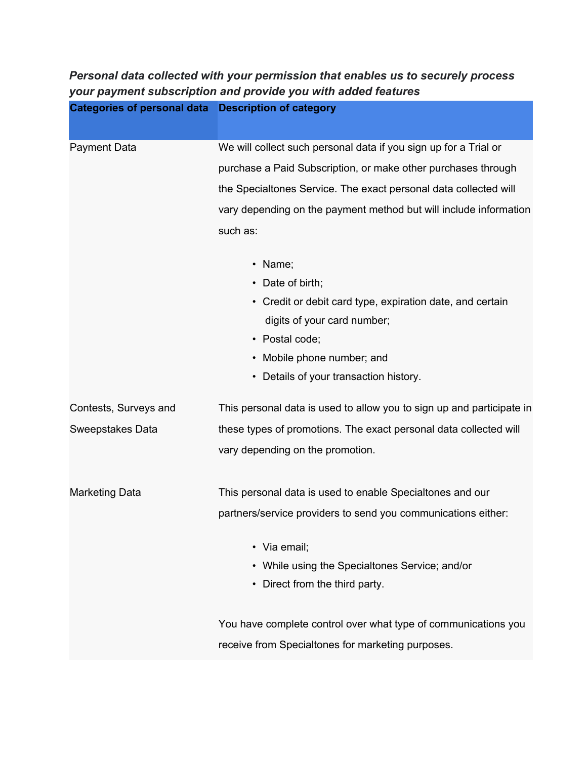***Personal data collected with your permission that enables us to securely process your payment subscription and provide you with added features***

| **Categories of personal data** | **Description of category** |
| --- | --- |
| Payment Data | We will collect such personal data if you sign up for a Trial or purchase a Paid Subscription, or make other purchases through the Specialtones Service. The exact personal data collected will vary depending on the payment method but will include information such as:<br><br>• Name;<br>• Date of birth;<br>• Credit or debit card type, expiration date, and certain digits of your card number;<br>• Postal code;<br>• Mobile phone number; and<br>• Details of your transaction history. |
| Contests, Surveys and Sweepstakes Data | This personal data is used to allow you to sign up and participate in these types of promotions. The exact personal data collected will vary depending on the promotion. |
| Marketing Data | This personal data is used to enable Specialtones and our partners/service providers to send you communications either:<br><br>• Via email;<br>• While using the Specialtones Service; and/or<br>• Direct from the third party.<br><br>You have complete control over what type of communications you receive from Specialtones for marketing purposes. |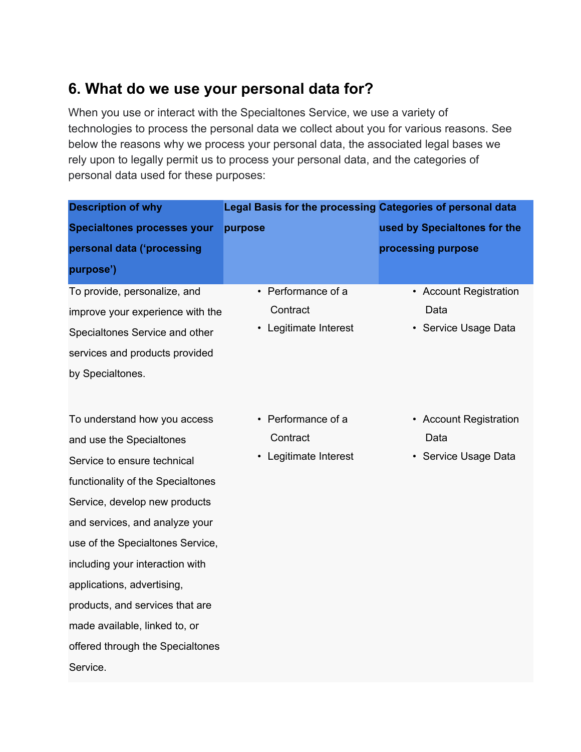## 6. What do we use your personal data for?

When you use or interact with the Specialtones Service, we use a variety of technologies to process the personal data we collect about you for various reasons. See below the reasons why we process your personal data, the associated legal bases we rely upon to legally permit us to process your personal data, and the categories of personal data used for these purposes:

| Description of why Specialtones processes your personal data ('processing purpose') | Legal Basis for the processing purpose | Categories of personal data used by Specialtones for the processing purpose |
|---|---|---|
| To provide, personalize, and improve your experience with the Specialtones Service and other services and products provided by Specialtones. | • Performance of a Contract<br>• Legitimate Interest | • Account Registration Data<br>• Service Usage Data |
| To understand how you access and use the Specialtones Service to ensure technical functionality of the Specialtones Service, develop new products and services, and analyze your use of the Specialtones Service, including your interaction with applications, advertising, products, and services that are made available, linked to, or offered through the Specialtones Service. | • Performance of a Contract<br>• Legitimate Interest | • Account Registration Data<br>• Service Usage Data |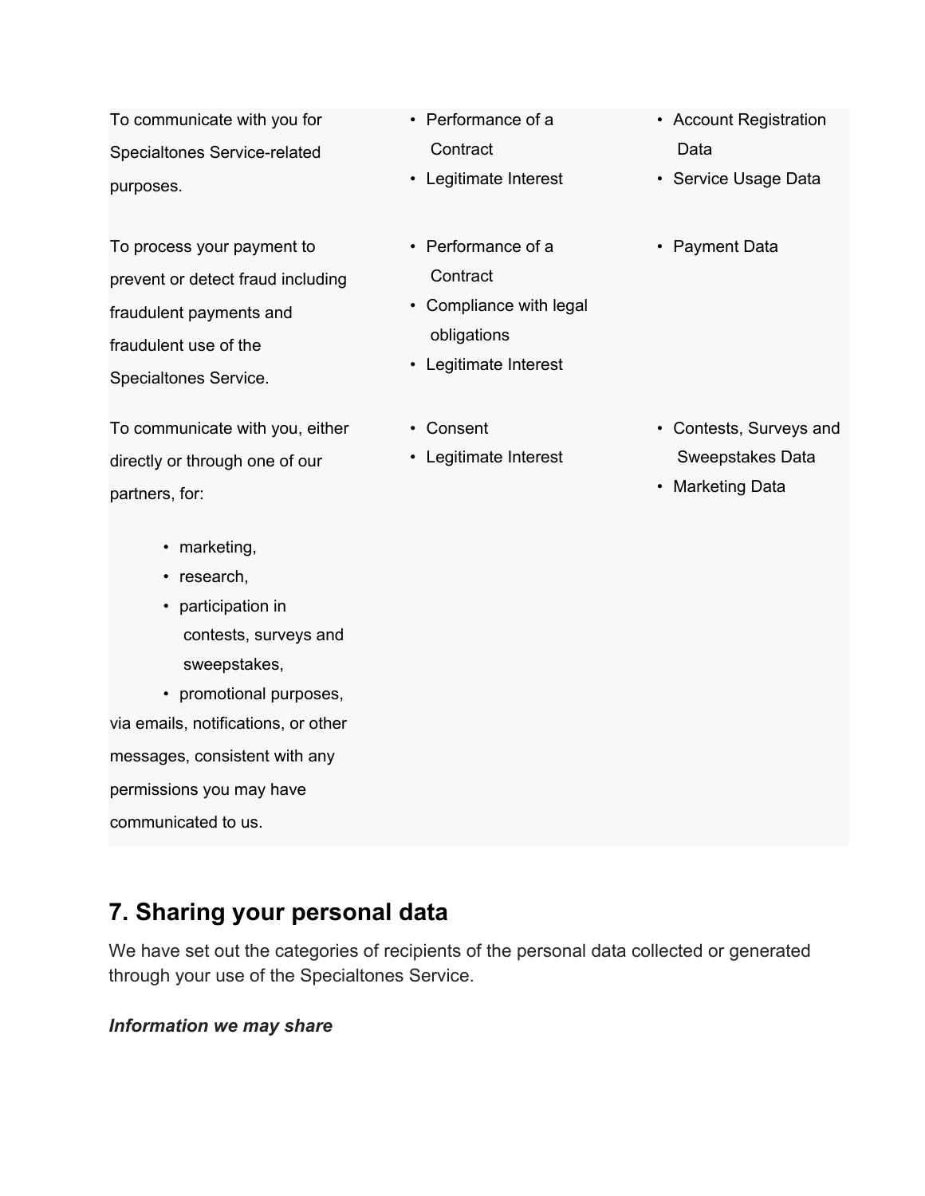| | | |
|---|---|---|
| To communicate with you for Specialtones Service-related purposes. | • Performance of a Contract<br>• Legitimate Interest | • Account Registration Data<br>• Service Usage Data |
| To process your payment to prevent or detect fraud including fraudulent payments and fraudulent use of the Specialtones Service. | • Performance of a Contract<br>• Compliance with legal obligations<br>• Legitimate Interest | • Payment Data |
| To communicate with you, either directly or through one of our partners, for:<br>• marketing,<br>• research,<br>• participation in contests, surveys and sweepstakes,<br>• promotional purposes,<br>via emails, notifications, or other messages, consistent with any permissions you may have communicated to us. | • Consent<br>• Legitimate Interest | • Contests, Surveys and Sweepstakes Data<br>• Marketing Data |

## 7. Sharing your personal data

We have set out the categories of recipients of the personal data collected or generated through your use of the Specialtones Service.

***Information we may share***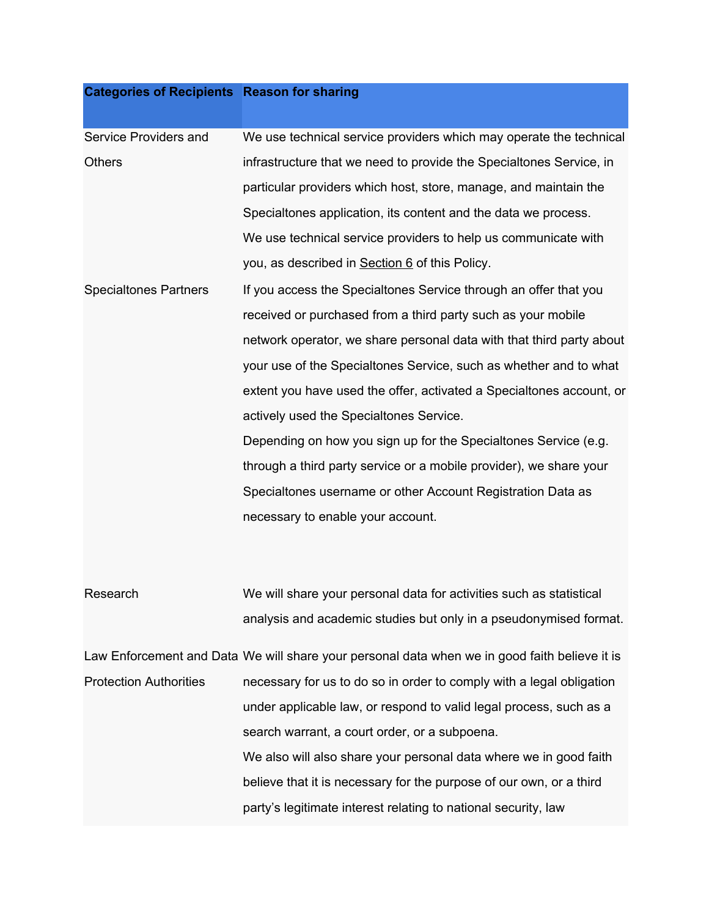| Categories of Recipients | Reason for sharing |
|---|---|
| Service Providers and Others | We use technical service providers which may operate the technical infrastructure that we need to provide the Specialtones Service, in particular providers which host, store, manage, and maintain the Specialtones application, its content and the data we process.<br>We use technical service providers to help us communicate with you, as described in Section 6 of this Policy. |
| Specialtones Partners | If you access the Specialtones Service through an offer that you received or purchased from a third party such as your mobile network operator, we share personal data with that third party about your use of the Specialtones Service, such as whether and to what extent you have used the offer, activated a Specialtones account, or actively used the Specialtones Service.<br>Depending on how you sign up for the Specialtones Service (e.g. through a third party service or a mobile provider), we share your Specialtones username or other Account Registration Data as necessary to enable your account. |
| Research | We will share your personal data for activities such as statistical analysis and academic studies but only in a pseudonymised format. |
| Law Enforcement and Data Protection Authorities | We will share your personal data when we in good faith believe it is necessary for us to do so in order to comply with a legal obligation under applicable law, or respond to valid legal process, such as a search warrant, a court order, or a subpoena.<br>We also will also share your personal data where we in good faith believe that it is necessary for the purpose of our own, or a third party's legitimate interest relating to national security, law |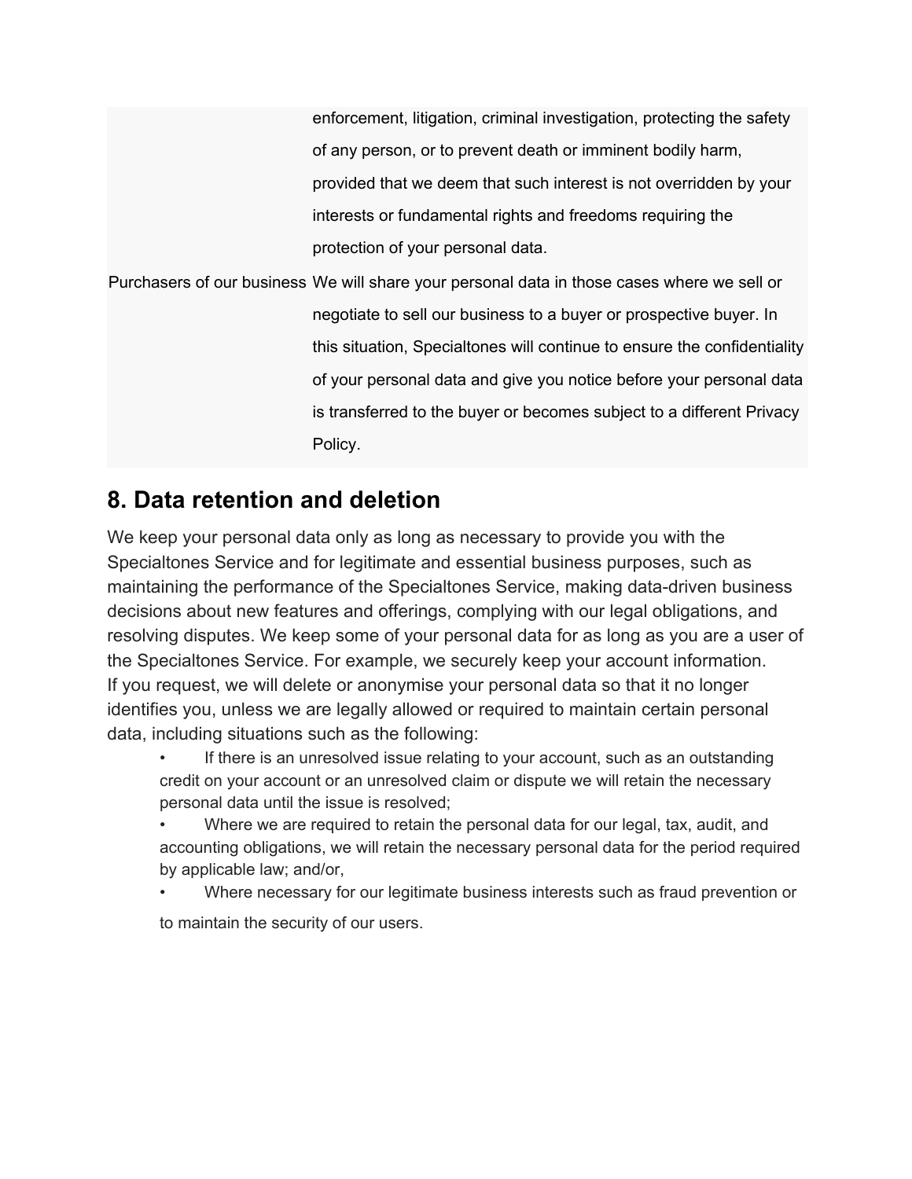| | |
|---|---|
| | enforcement, litigation, criminal investigation, protecting the safety of any person, or to prevent death or imminent bodily harm, provided that we deem that such interest is not overridden by your interests or fundamental rights and freedoms requiring the protection of your personal data. |
| Purchasers of our business | We will share your personal data in those cases where we sell or negotiate to sell our business to a buyer or prospective buyer. In this situation, Specialtones will continue to ensure the confidentiality of your personal data and give you notice before your personal data is transferred to the buyer or becomes subject to a different Privacy Policy. |

## 8. Data retention and deletion

We keep your personal data only as long as necessary to provide you with the Specialtones Service and for legitimate and essential business purposes, such as maintaining the performance of the Specialtones Service, making data-driven business decisions about new features and offerings, complying with our legal obligations, and resolving disputes. We keep some of your personal data for as long as you are a user of the Specialtones Service. For example, we securely keep your account information. If you request, we will delete or anonymise your personal data so that it no longer identifies you, unless we are legally allowed or required to maintain certain personal data, including situations such as the following:

- If there is an unresolved issue relating to your account, such as an outstanding credit on your account or an unresolved claim or dispute we will retain the necessary personal data until the issue is resolved;
- Where we are required to retain the personal data for our legal, tax, audit, and accounting obligations, we will retain the necessary personal data for the period required by applicable law; and/or,
- Where necessary for our legitimate business interests such as fraud prevention or to maintain the security of our users.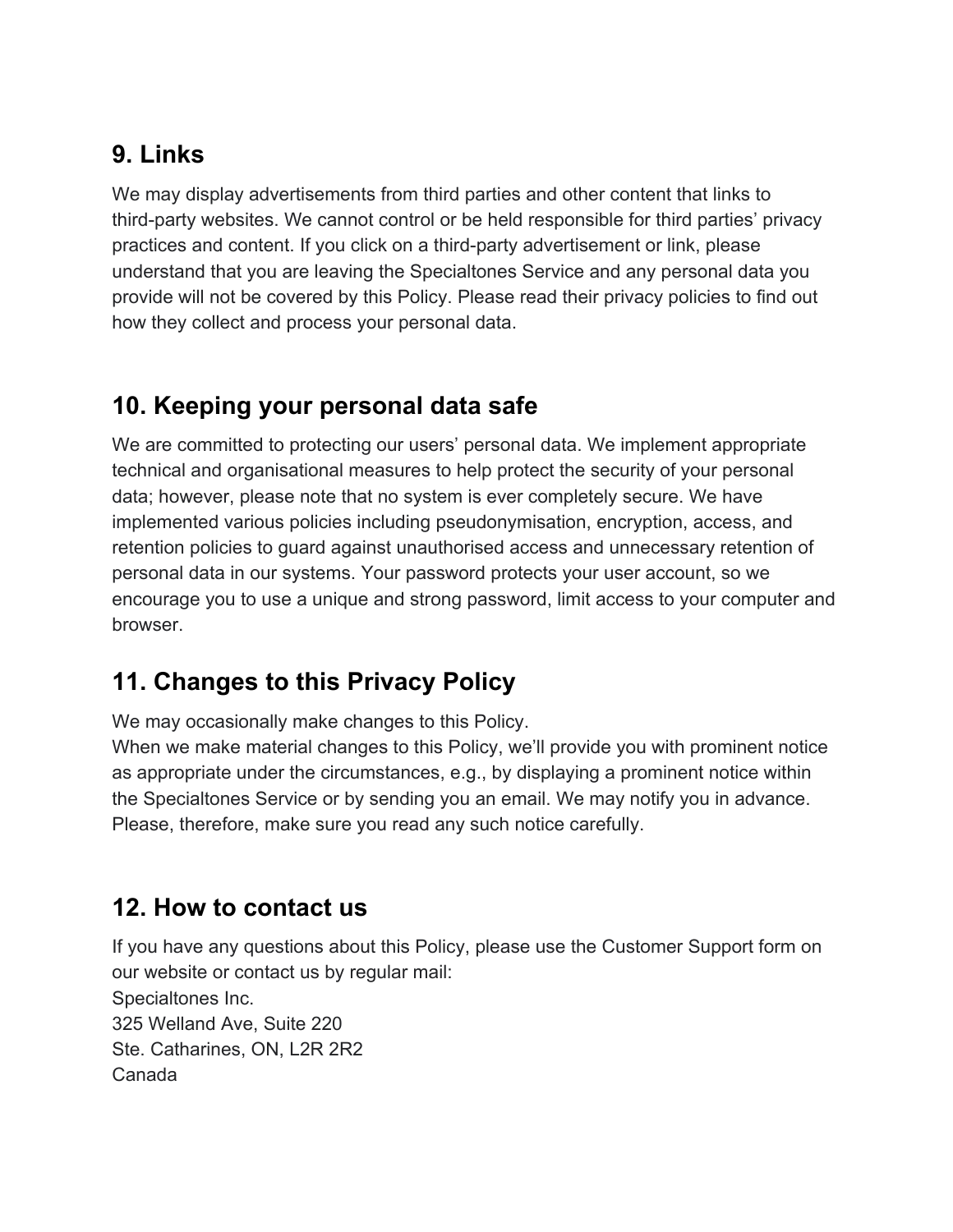## 9. Links

We may display advertisements from third parties and other content that links to third-party websites. We cannot control or be held responsible for third parties' privacy practices and content. If you click on a third-party advertisement or link, please understand that you are leaving the Specialtones Service and any personal data you provide will not be covered by this Policy. Please read their privacy policies to find out how they collect and process your personal data.

## 10. Keeping your personal data safe

We are committed to protecting our users' personal data. We implement appropriate technical and organisational measures to help protect the security of your personal data; however, please note that no system is ever completely secure. We have implemented various policies including pseudonymisation, encryption, access, and retention policies to guard against unauthorised access and unnecessary retention of personal data in our systems. Your password protects your user account, so we encourage you to use a unique and strong password, limit access to your computer and browser.

## 11. Changes to this Privacy Policy

We may occasionally make changes to this Policy.
When we make material changes to this Policy, we'll provide you with prominent notice as appropriate under the circumstances, e.g., by displaying a prominent notice within the Specialtones Service or by sending you an email. We may notify you in advance. Please, therefore, make sure you read any such notice carefully.

## 12. How to contact us

If you have any questions about this Policy, please use the Customer Support form on our website or contact us by regular mail:
Specialtones Inc.
325 Welland Ave, Suite 220
Ste. Catharines, ON, L2R 2R2
Canada